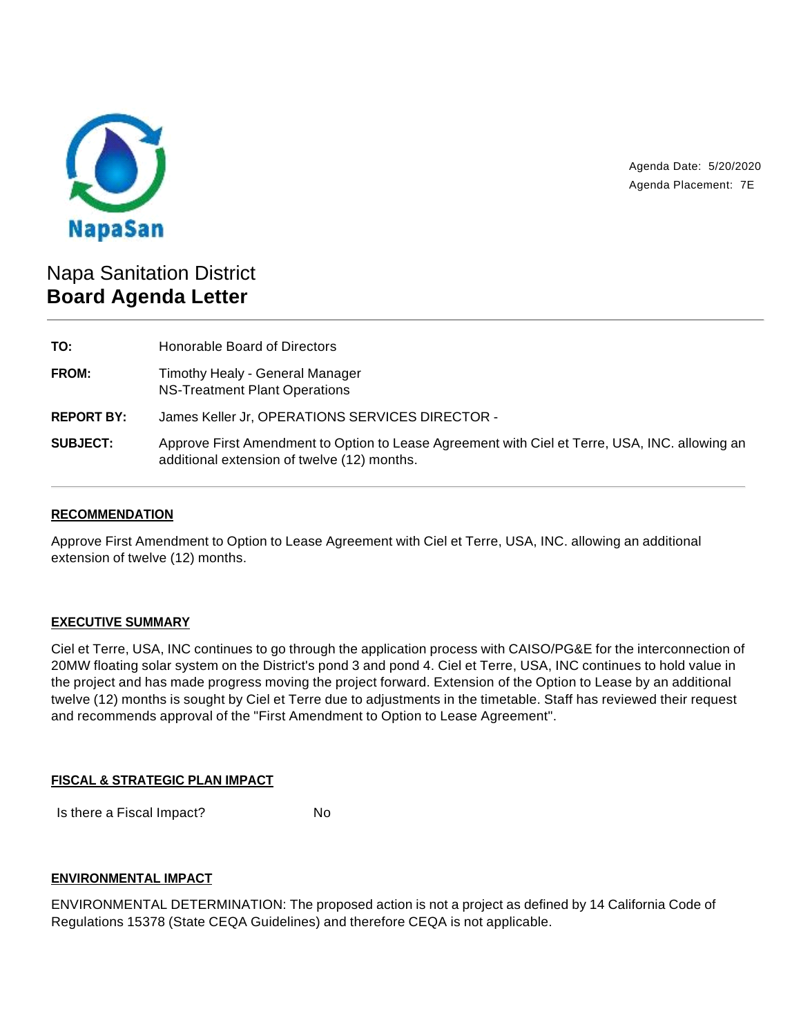NapaSan

Agenda Date: 5/20/2020
Agenda Placement: 7E

# Napa Sanitation District
## Board Agenda Letter

---

| | |
|---|---|
| **TO:** | Honorable Board of Directors |
| **FROM:** | Timothy Healy - General Manager<br>NS-Treatment Plant Operations |
| **REPORT BY:** | James Keller Jr, OPERATIONS SERVICES DIRECTOR - |
| **SUBJECT:** | Approve First Amendment to Option to Lease Agreement with Ciel et Terre, USA, INC. allowing an additional extension of twelve (12) months. |

---

### RECOMMENDATION

Approve First Amendment to Option to Lease Agreement with Ciel et Terre, USA, INC. allowing an additional extension of twelve (12) months.

### EXECUTIVE SUMMARY

Ciel et Terre, USA, INC continues to go through the application process with CAISO/PG&E for the interconnection of 20MW floating solar system on the District's pond 3 and pond 4. Ciel et Terre, USA, INC continues to hold value in the project and has made progress moving the project forward. Extension of the Option to Lease by an additional twelve (12) months is sought by Ciel et Terre due to adjustments in the timetable. Staff has reviewed their request and recommends approval of the "First Amendment to Option to Lease Agreement".

### FISCAL & STRATEGIC PLAN IMPACT

| | |
|---|---|
| Is there a Fiscal Impact? | No |

### ENVIRONMENTAL IMPACT

ENVIRONMENTAL DETERMINATION: The proposed action is not a project as defined by 14 California Code of Regulations 15378 (State CEQA Guidelines) and therefore CEQA is not applicable.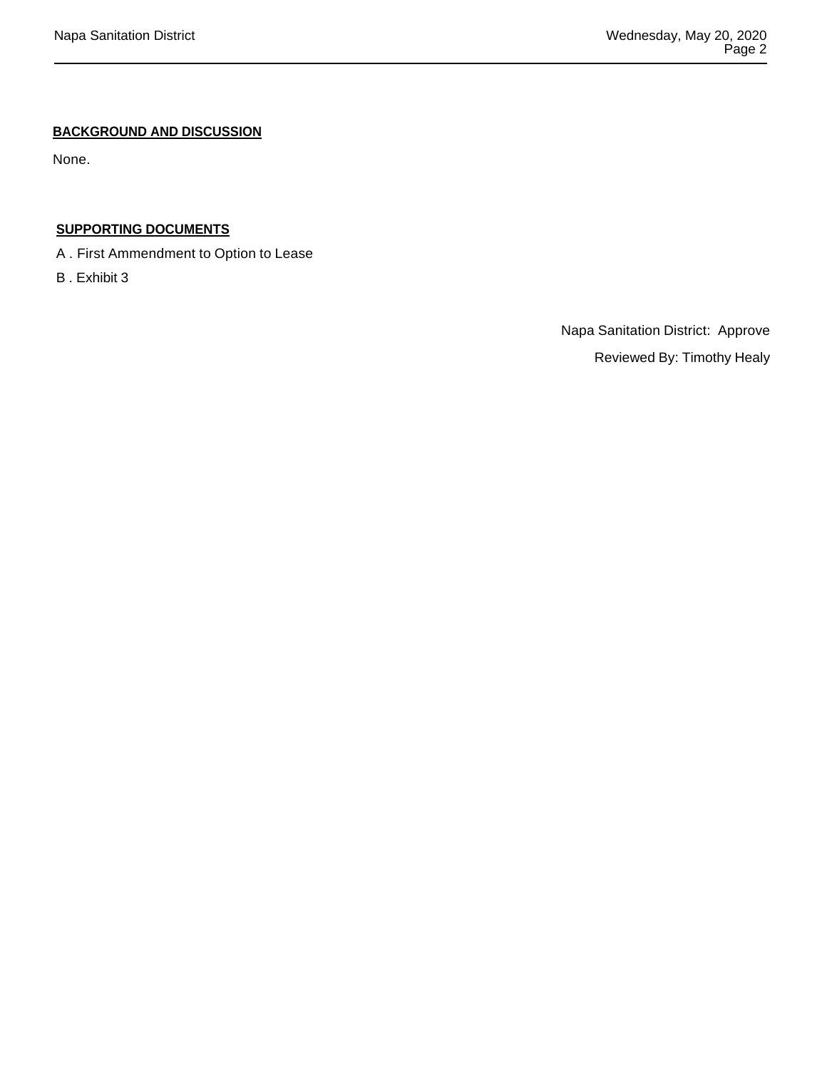**BACKGROUND AND DISCUSSION**

None.

**SUPPORTING DOCUMENTS**

A . First Ammendment to Option to Lease

B . Exhibit 3

Napa Sanitation District: Approve

Reviewed By: Timothy Healy